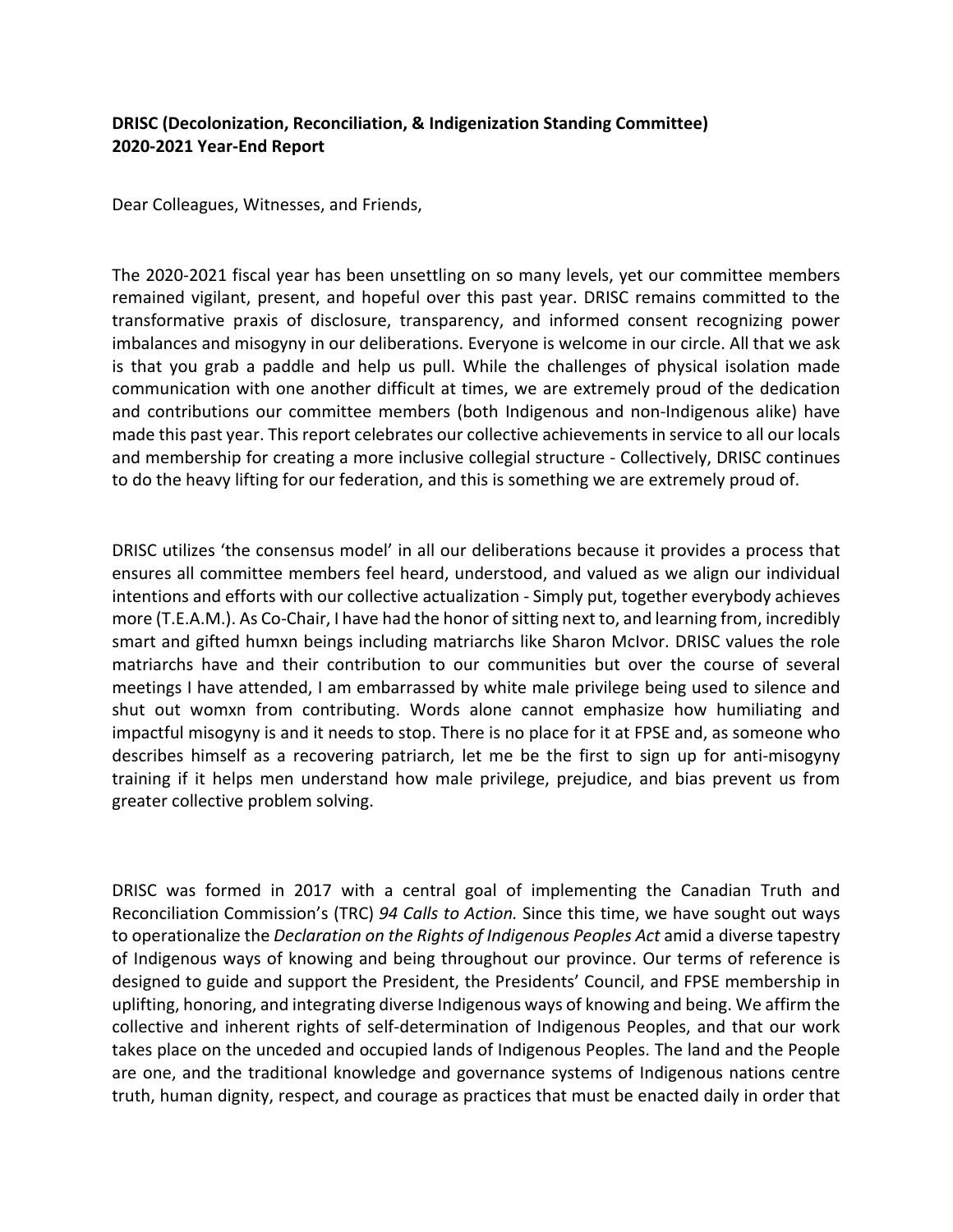**DRISC (Decolonization, Reconciliation, & Indigenization Standing Committee)**
**2020-2021 Year-End Report**

Dear Colleagues, Witnesses, and Friends,

The 2020-2021 fiscal year has been unsettling on so many levels, yet our committee members remained vigilant, present, and hopeful over this past year. DRISC remains committed to the transformative praxis of disclosure, transparency, and informed consent recognizing power imbalances and misogyny in our deliberations. Everyone is welcome in our circle. All that we ask is that you grab a paddle and help us pull. While the challenges of physical isolation made communication with one another difficult at times, we are extremely proud of the dedication and contributions our committee members (both Indigenous and non-Indigenous alike) have made this past year. This report celebrates our collective achievements in service to all our locals and membership for creating a more inclusive collegial structure - Collectively, DRISC continues to do the heavy lifting for our federation, and this is something we are extremely proud of.

DRISC utilizes 'the consensus model' in all our deliberations because it provides a process that ensures all committee members feel heard, understood, and valued as we align our individual intentions and efforts with our collective actualization - Simply put, together everybody achieves more (T.E.A.M.). As Co-Chair, I have had the honor of sitting next to, and learning from, incredibly smart and gifted humxn beings including matriarchs like Sharon McIvor. DRISC values the role matriarchs have and their contribution to our communities but over the course of several meetings I have attended, I am embarrassed by white male privilege being used to silence and shut out womxn from contributing. Words alone cannot emphasize how humiliating and impactful misogyny is and it needs to stop. There is no place for it at FPSE and, as someone who describes himself as a recovering patriarch, let me be the first to sign up for anti-misogyny training if it helps men understand how male privilege, prejudice, and bias prevent us from greater collective problem solving.

DRISC was formed in 2017 with a central goal of implementing the Canadian Truth and Reconciliation Commission's (TRC) *94 Calls to Action.* Since this time, we have sought out ways to operationalize the *Declaration on the Rights of Indigenous Peoples Act* amid a diverse tapestry of Indigenous ways of knowing and being throughout our province. Our terms of reference is designed to guide and support the President, the Presidents' Council, and FPSE membership in uplifting, honoring, and integrating diverse Indigenous ways of knowing and being. We affirm the collective and inherent rights of self-determination of Indigenous Peoples, and that our work takes place on the unceded and occupied lands of Indigenous Peoples. The land and the People are one, and the traditional knowledge and governance systems of Indigenous nations centre truth, human dignity, respect, and courage as practices that must be enacted daily in order that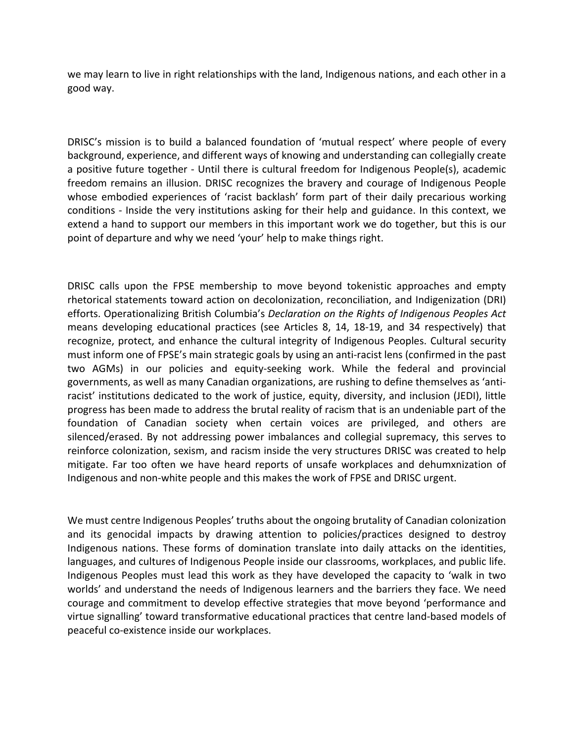we may learn to live in right relationships with the land, Indigenous nations, and each other in a good way.

DRISC's mission is to build a balanced foundation of 'mutual respect' where people of every background, experience, and different ways of knowing and understanding can collegially create a positive future together - Until there is cultural freedom for Indigenous People(s), academic freedom remains an illusion. DRISC recognizes the bravery and courage of Indigenous People whose embodied experiences of 'racist backlash' form part of their daily precarious working conditions - Inside the very institutions asking for their help and guidance. In this context, we extend a hand to support our members in this important work we do together, but this is our point of departure and why we need 'your' help to make things right.

DRISC calls upon the FPSE membership to move beyond tokenistic approaches and empty rhetorical statements toward action on decolonization, reconciliation, and Indigenization (DRI) efforts. Operationalizing British Columbia's *Declaration on the Rights of Indigenous Peoples Act* means developing educational practices (see Articles 8, 14, 18-19, and 34 respectively) that recognize, protect, and enhance the cultural integrity of Indigenous Peoples. Cultural security must inform one of FPSE's main strategic goals by using an anti-racist lens (confirmed in the past two AGMs) in our policies and equity-seeking work. While the federal and provincial governments, as well as many Canadian organizations, are rushing to define themselves as 'anti-racist' institutions dedicated to the work of justice, equity, diversity, and inclusion (JEDI), little progress has been made to address the brutal reality of racism that is an undeniable part of the foundation of Canadian society when certain voices are privileged, and others are silenced/erased. By not addressing power imbalances and collegial supremacy, this serves to reinforce colonization, sexism, and racism inside the very structures DRISC was created to help mitigate. Far too often we have heard reports of unsafe workplaces and dehumxnization of Indigenous and non-white people and this makes the work of FPSE and DRISC urgent.

We must centre Indigenous Peoples' truths about the ongoing brutality of Canadian colonization and its genocidal impacts by drawing attention to policies/practices designed to destroy Indigenous nations. These forms of domination translate into daily attacks on the identities, languages, and cultures of Indigenous People inside our classrooms, workplaces, and public life. Indigenous Peoples must lead this work as they have developed the capacity to 'walk in two worlds' and understand the needs of Indigenous learners and the barriers they face. We need courage and commitment to develop effective strategies that move beyond 'performance and virtue signalling' toward transformative educational practices that centre land-based models of peaceful co-existence inside our workplaces.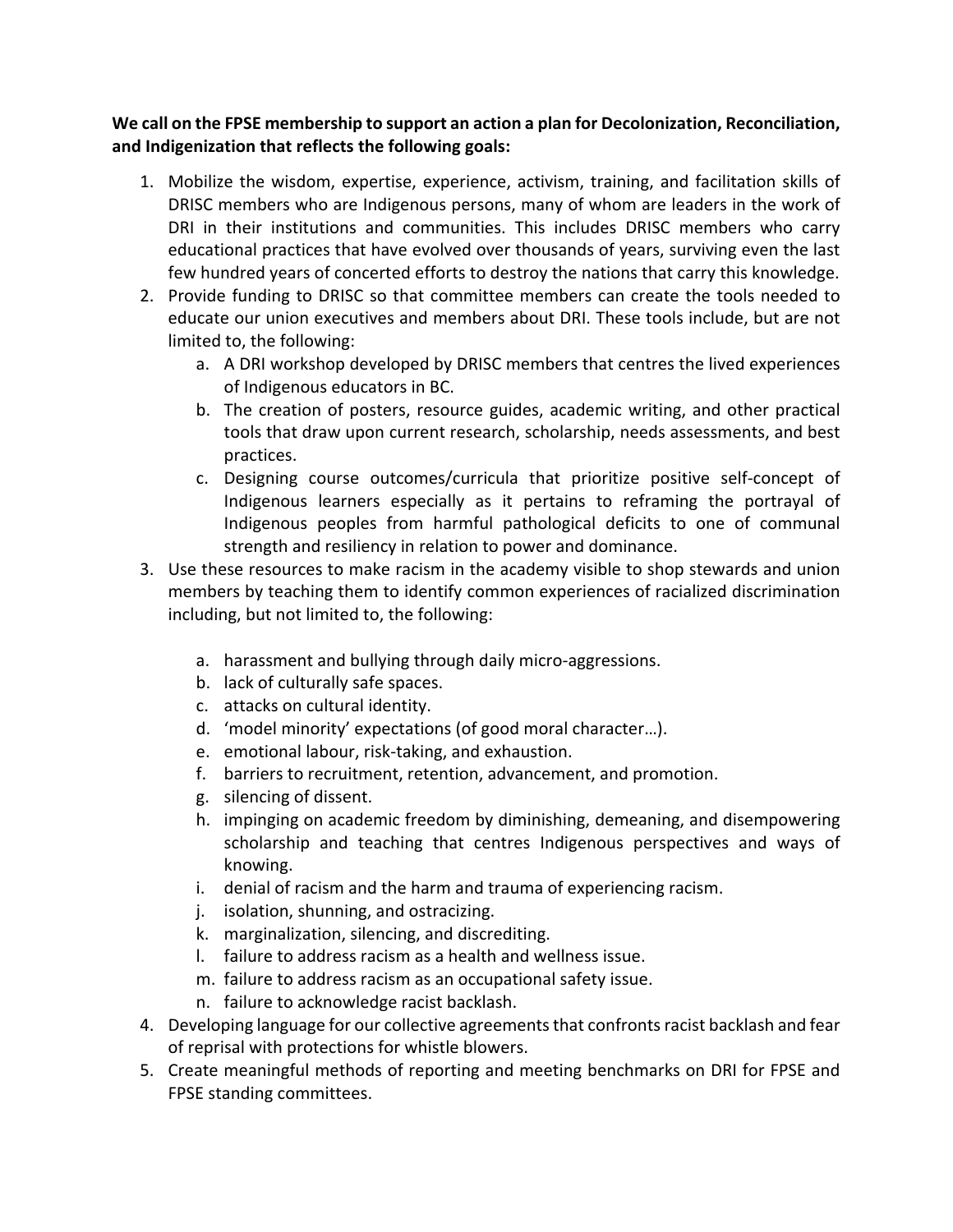**We call on the FPSE membership to support an action a plan for Decolonization, Reconciliation, and Indigenization that reflects the following goals:**

1. Mobilize the wisdom, expertise, experience, activism, training, and facilitation skills of DRISC members who are Indigenous persons, many of whom are leaders in the work of DRI in their institutions and communities. This includes DRISC members who carry educational practices that have evolved over thousands of years, surviving even the last few hundred years of concerted efforts to destroy the nations that carry this knowledge.
2. Provide funding to DRISC so that committee members can create the tools needed to educate our union executives and members about DRI. These tools include, but are not limited to, the following:
   a. A DRI workshop developed by DRISC members that centres the lived experiences of Indigenous educators in BC.
   b. The creation of posters, resource guides, academic writing, and other practical tools that draw upon current research, scholarship, needs assessments, and best practices.
   c. Designing course outcomes/curricula that prioritize positive self-concept of Indigenous learners especially as it pertains to reframing the portrayal of Indigenous peoples from harmful pathological deficits to one of communal strength and resiliency in relation to power and dominance.
3. Use these resources to make racism in the academy visible to shop stewards and union members by teaching them to identify common experiences of racialized discrimination including, but not limited to, the following:
   a. harassment and bullying through daily micro-aggressions.
   b. lack of culturally safe spaces.
   c. attacks on cultural identity.
   d. 'model minority' expectations (of good moral character…).
   e. emotional labour, risk-taking, and exhaustion.
   f. barriers to recruitment, retention, advancement, and promotion.
   g. silencing of dissent.
   h. impinging on academic freedom by diminishing, demeaning, and disempowering scholarship and teaching that centres Indigenous perspectives and ways of knowing.
   i. denial of racism and the harm and trauma of experiencing racism.
   j. isolation, shunning, and ostracizing.
   k. marginalization, silencing, and discrediting.
   l. failure to address racism as a health and wellness issue.
   m. failure to address racism as an occupational safety issue.
   n. failure to acknowledge racist backlash.
4. Developing language for our collective agreements that confronts racist backlash and fear of reprisal with protections for whistle blowers.
5. Create meaningful methods of reporting and meeting benchmarks on DRI for FPSE and FPSE standing committees.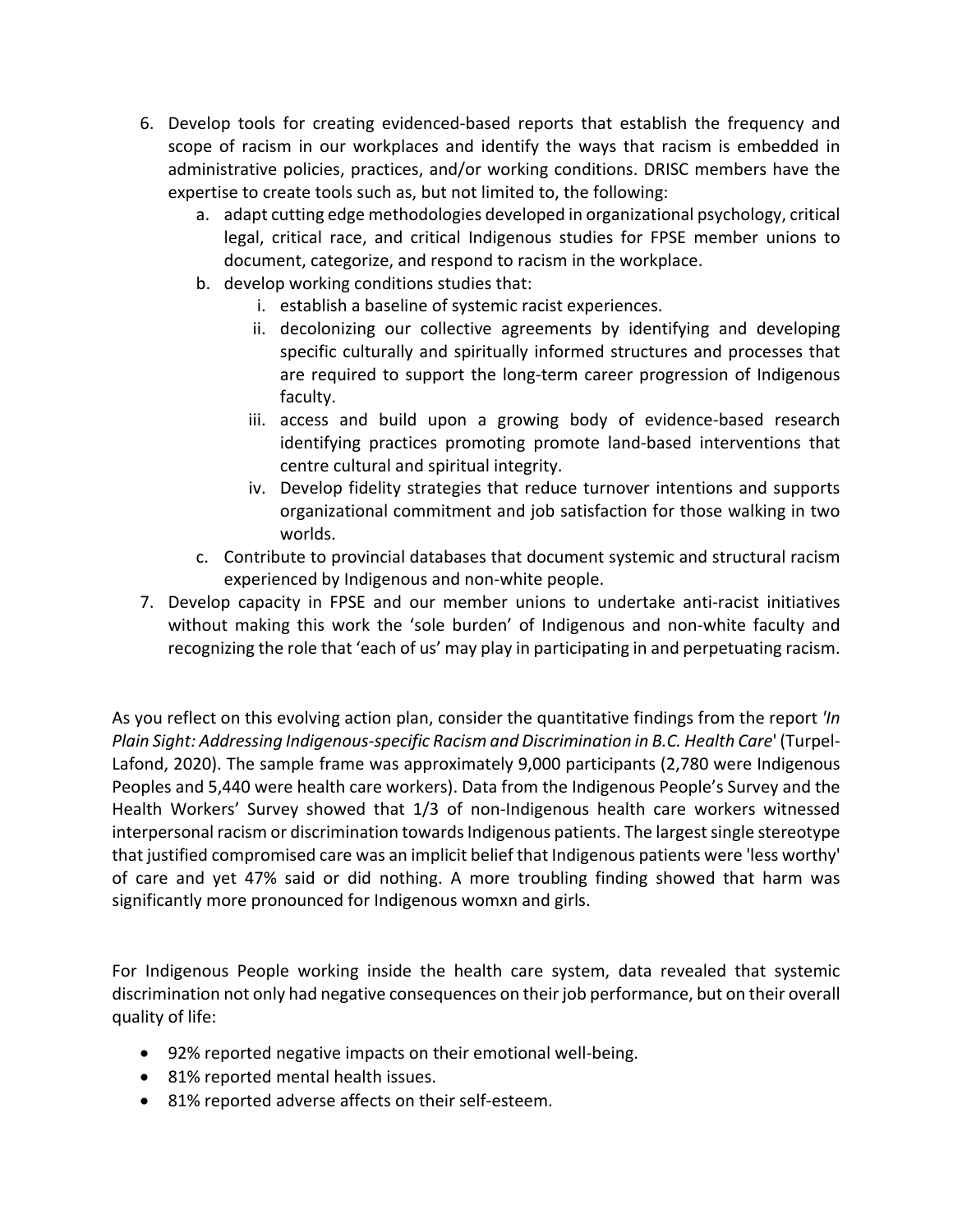6. Develop tools for creating evidenced-based reports that establish the frequency and scope of racism in our workplaces and identify the ways that racism is embedded in administrative policies, practices, and/or working conditions. DRISC members have the expertise to create tools such as, but not limited to, the following:
    a. adapt cutting edge methodologies developed in organizational psychology, critical legal, critical race, and critical Indigenous studies for FPSE member unions to document, categorize, and respond to racism in the workplace.
    b. develop working conditions studies that:
        i. establish a baseline of systemic racist experiences.
        ii. decolonizing our collective agreements by identifying and developing specific culturally and spiritually informed structures and processes that are required to support the long-term career progression of Indigenous faculty.
        iii. access and build upon a growing body of evidence-based research identifying practices promoting promote land-based interventions that centre cultural and spiritual integrity.
        iv. Develop fidelity strategies that reduce turnover intentions and supports organizational commitment and job satisfaction for those walking in two worlds.
    c. Contribute to provincial databases that document systemic and structural racism experienced by Indigenous and non-white people.
7. Develop capacity in FPSE and our member unions to undertake anti-racist initiatives without making this work the 'sole burden' of Indigenous and non-white faculty and recognizing the role that 'each of us' may play in participating in and perpetuating racism.

As you reflect on this evolving action plan, consider the quantitative findings from the report '*In Plain Sight: Addressing Indigenous-specific Racism and Discrimination in B.C. Health Care*' (Turpel-Lafond, 2020). The sample frame was approximately 9,000 participants (2,780 were Indigenous Peoples and 5,440 were health care workers). Data from the Indigenous People's Survey and the Health Workers' Survey showed that 1/3 of non-Indigenous health care workers witnessed interpersonal racism or discrimination towards Indigenous patients. The largest single stereotype that justified compromised care was an implicit belief that Indigenous patients were 'less worthy' of care and yet 47% said or did nothing. A more troubling finding showed that harm was significantly more pronounced for Indigenous womxn and girls.

For Indigenous People working inside the health care system, data revealed that systemic discrimination not only had negative consequences on their job performance, but on their overall quality of life:

- 92% reported negative impacts on their emotional well-being.
- 81% reported mental health issues.
- 81% reported adverse affects on their self-esteem.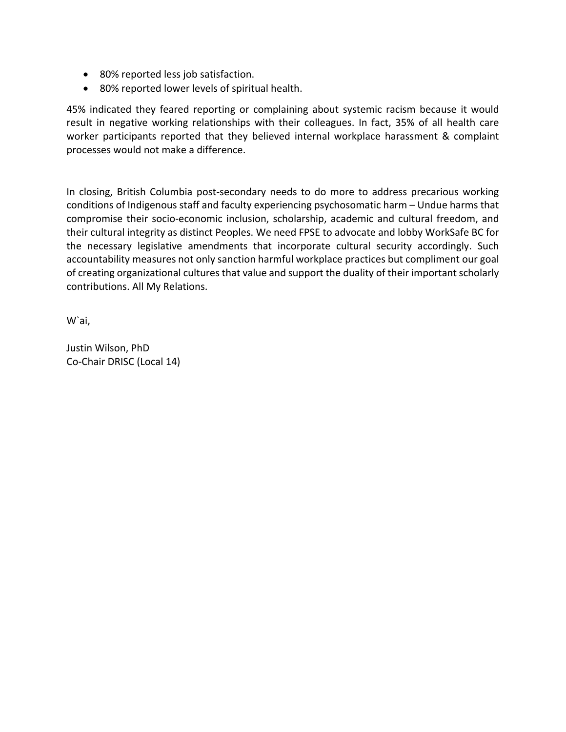- 80% reported less job satisfaction.
- 80% reported lower levels of spiritual health.

45% indicated they feared reporting or complaining about systemic racism because it would result in negative working relationships with their colleagues. In fact, 35% of all health care worker participants reported that they believed internal workplace harassment & complaint processes would not make a difference.

In closing, British Columbia post-secondary needs to do more to address precarious working conditions of Indigenous staff and faculty experiencing psychosomatic harm – Undue harms that compromise their socio-economic inclusion, scholarship, academic and cultural freedom, and their cultural integrity as distinct Peoples. We need FPSE to advocate and lobby WorkSafe BC for the necessary legislative amendments that incorporate cultural security accordingly. Such accountability measures not only sanction harmful workplace practices but compliment our goal of creating organizational cultures that value and support the duality of their important scholarly contributions. All My Relations.

W`ai,

Justin Wilson, PhD
Co-Chair DRISC (Local 14)